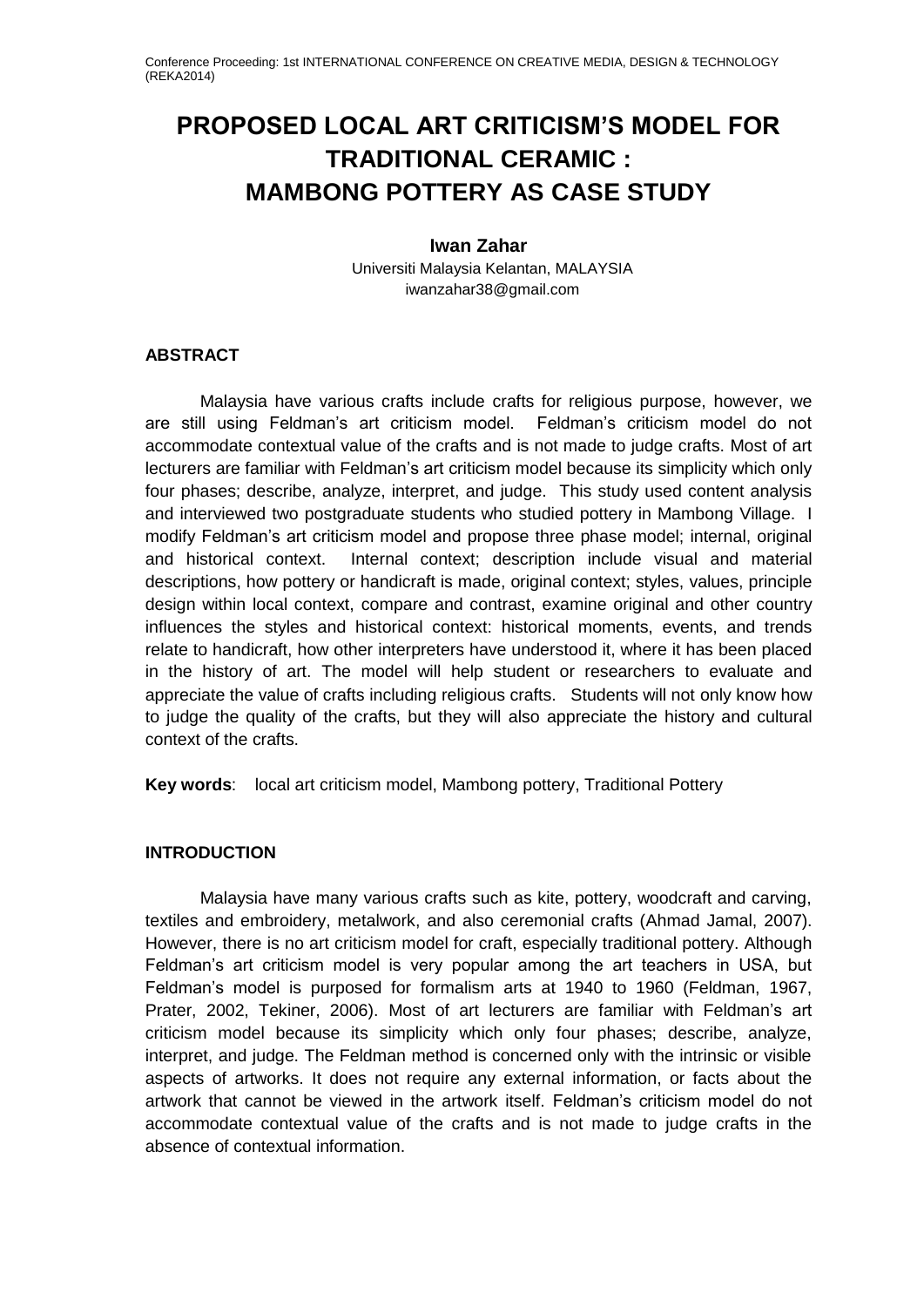# PROPOSED LOCAL ART CRITICISM'S MODEL FOR TRADITIONAL CERAMIC : MAMBONG POTTERY AS CASE STUDY

**Iwan Zahar**

Universiti Malaysia Kelantan, MALAYSIA

iwanzahar38@gmail.com

## ABSTRACT

Malaysia have various crafts include crafts for religious purpose, however, we are still using Feldman's art criticism model. Feldman's criticism model do not accommodate contextual value of the crafts and is not made to judge crafts. Most of art lecturers are familiar with Feldman's art criticism model because its simplicity which only four phases; describe, analyze, interpret, and judge. This study used content analysis and interviewed two postgraduate students who studied pottery in Mambong Village. I modify Feldman's art criticism model and propose three phase model; internal, original and historical context. Internal context; description include visual and material descriptions, how pottery or handicraft is made, original context; styles, values, principle design within local context, compare and contrast, examine original and other country influences the styles and historical context: historical moments, events, and trends relate to handicraft, how other interpreters have understood it, where it has been placed in the history of art. The model will help student or researchers to evaluate and appreciate the value of crafts including religious crafts. Students will not only know how to judge the quality of the crafts, but they will also appreciate the history and cultural context of the crafts.

**Key words**: local art criticism model, Mambong pottery, Traditional Pottery

## INTRODUCTION

Malaysia have many various crafts such as kite, pottery, woodcraft and carving, textiles and embroidery, metalwork, and also ceremonial crafts (Ahmad Jamal, 2007). However, there is no art criticism model for craft, especially traditional pottery. Although Feldman's art criticism model is very popular among the art teachers in USA, but Feldman's model is purposed for formalism arts at 1940 to 1960 (Feldman, 1967, Prater, 2002, Tekiner, 2006). Most of art lecturers are familiar with Feldman's art criticism model because its simplicity which only four phases; describe, analyze, interpret, and judge. The Feldman method is concerned only with the intrinsic or visible aspects of artworks. It does not require any external information, or facts about the artwork that cannot be viewed in the artwork itself. Feldman's criticism model do not accommodate contextual value of the crafts and is not made to judge crafts in the absence of contextual information.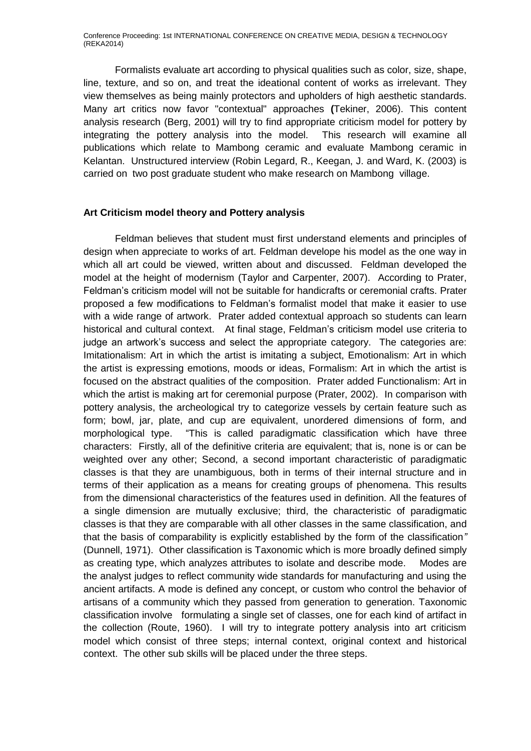Formalists evaluate art according to physical qualities such as color, size, shape, line, texture, and so on, and treat the ideational content of works as irrelevant. They view themselves as being mainly protectors and upholders of high aesthetic standards. Many art critics now favor "contextual" approaches **(**Tekiner, 2006). This content analysis research (Berg, 2001) will try to find appropriate criticism model for pottery by integrating the pottery analysis into the model. This research will examine all publications which relate to Mambong ceramic and evaluate Mambong ceramic in Kelantan. Unstructured interview (Robin Legard, R., Keegan, J. and Ward, K. (2003) is carried on two post graduate student who make research on Mambong village.

**Art Criticism model theory and Pottery analysis**

Feldman believes that student must first understand elements and principles of design when appreciate to works of art. Feldman develope his model as the one way in which all art could be viewed, written about and discussed. Feldman developed the model at the height of modernism (Taylor and Carpenter, 2007). According to Prater, Feldman's criticism model will not be suitable for handicrafts or ceremonial crafts. Prater proposed a few modifications to Feldman's formalist model that make it easier to use with a wide range of artwork. Prater added contextual approach so students can learn historical and cultural context. At final stage, Feldman's criticism model use criteria to judge an artwork's success and select the appropriate category. The categories are: Imitationalism: Art in which the artist is imitating a subject, Emotionalism: Art in which the artist is expressing emotions, moods or ideas, Formalism: Art in which the artist is focused on the abstract qualities of the composition. Prater added Functionalism: Art in which the artist is making art for ceremonial purpose (Prater, 2002). In comparison with pottery analysis, the archeological try to categorize vessels by certain feature such as form; bowl, jar, plate, and cup are equivalent, unordered dimensions of form, and morphological type. "This is called paradigmatic classification which have three characters: Firstly, all of the definitive criteria are equivalent; that is, none is or can be weighted over any other; Second, a second important characteristic of paradigmatic classes is that they are unambiguous, both in terms of their internal structure and in terms of their application as a means for creating groups of phenomena. This results from the dimensional characteristics of the features used in definition. All the features of a single dimension are mutually exclusive; third, the characteristic of paradigmatic classes is that they are comparable with all other classes in the same classification, and that the basis of comparability is explicitly established by the form of the classification" (Dunnell, 1971). Other classification is Taxonomic which is more broadly defined simply as creating type, which analyzes attributes to isolate and describe mode. Modes are the analyst judges to reflect community wide standards for manufacturing and using the ancient artifacts. A mode is defined any concept, or custom who control the behavior of artisans of a community which they passed from generation to generation. Taxonomic classification involve formulating a single set of classes, one for each kind of artifact in the collection (Route, 1960). I will try to integrate pottery analysis into art criticism model which consist of three steps; internal context, original context and historical context. The other sub skills will be placed under the three steps.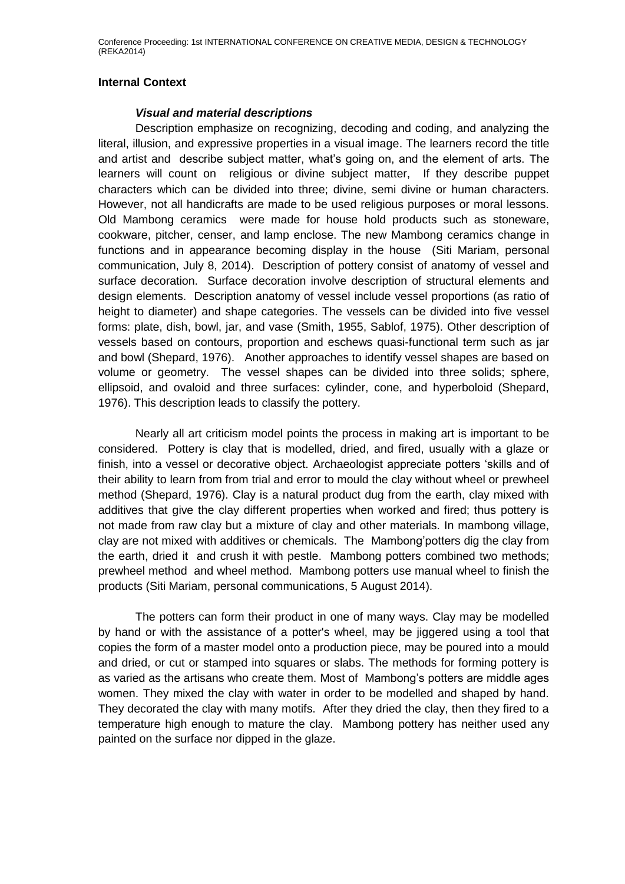**Internal Context**

***Visual and material descriptions***

Description emphasize on recognizing, decoding and coding, and analyzing the literal, illusion, and expressive properties in a visual image. The learners record the title and artist and describe subject matter, what's going on, and the element of arts. The learners will count on religious or divine subject matter, If they describe puppet characters which can be divided into three; divine, semi divine or human characters. However, not all handicrafts are made to be used religious purposes or moral lessons. Old Mambong ceramics were made for house hold products such as stoneware, cookware, pitcher, censer, and lamp enclose. The new Mambong ceramics change in functions and in appearance becoming display in the house (Siti Mariam, personal communication, July 8, 2014). Description of pottery consist of anatomy of vessel and surface decoration. Surface decoration involve description of structural elements and design elements. Description anatomy of vessel include vessel proportions (as ratio of height to diameter) and shape categories. The vessels can be divided into five vessel forms: plate, dish, bowl, jar, and vase (Smith, 1955, Sablof, 1975). Other description of vessels based on contours, proportion and eschews quasi-functional term such as jar and bowl (Shepard, 1976). Another approaches to identify vessel shapes are based on volume or geometry. The vessel shapes can be divided into three solids; sphere, ellipsoid, and ovaloid and three surfaces: cylinder, cone, and hyperboloid (Shepard, 1976). This description leads to classify the pottery.

Nearly all art criticism model points the process in making art is important to be considered. Pottery is clay that is modelled, dried, and fired, usually with a glaze or finish, into a vessel or decorative object. Archaeologist appreciate potters 'skills and of their ability to learn from from trial and error to mould the clay without wheel or prewheel method (Shepard, 1976). Clay is a natural product dug from the earth, clay mixed with additives that give the clay different properties when worked and fired; thus pottery is not made from raw clay but a mixture of clay and other materials. In mambong village, clay are not mixed with additives or chemicals. The Mambong'potters dig the clay from the earth, dried it and crush it with pestle. Mambong potters combined two methods; prewheel method and wheel method. Mambong potters use manual wheel to finish the products (Siti Mariam, personal communications, 5 August 2014).

The potters can form their product in one of many ways. Clay may be modelled by hand or with the assistance of a potter's wheel, may be jiggered using a tool that copies the form of a master model onto a production piece, may be poured into a mould and dried, or cut or stamped into squares or slabs. The methods for forming pottery is as varied as the artisans who create them. Most of Mambong's potters are middle ages women. They mixed the clay with water in order to be modelled and shaped by hand. They decorated the clay with many motifs. After they dried the clay, then they fired to a temperature high enough to mature the clay. Mambong pottery has neither used any painted on the surface nor dipped in the glaze.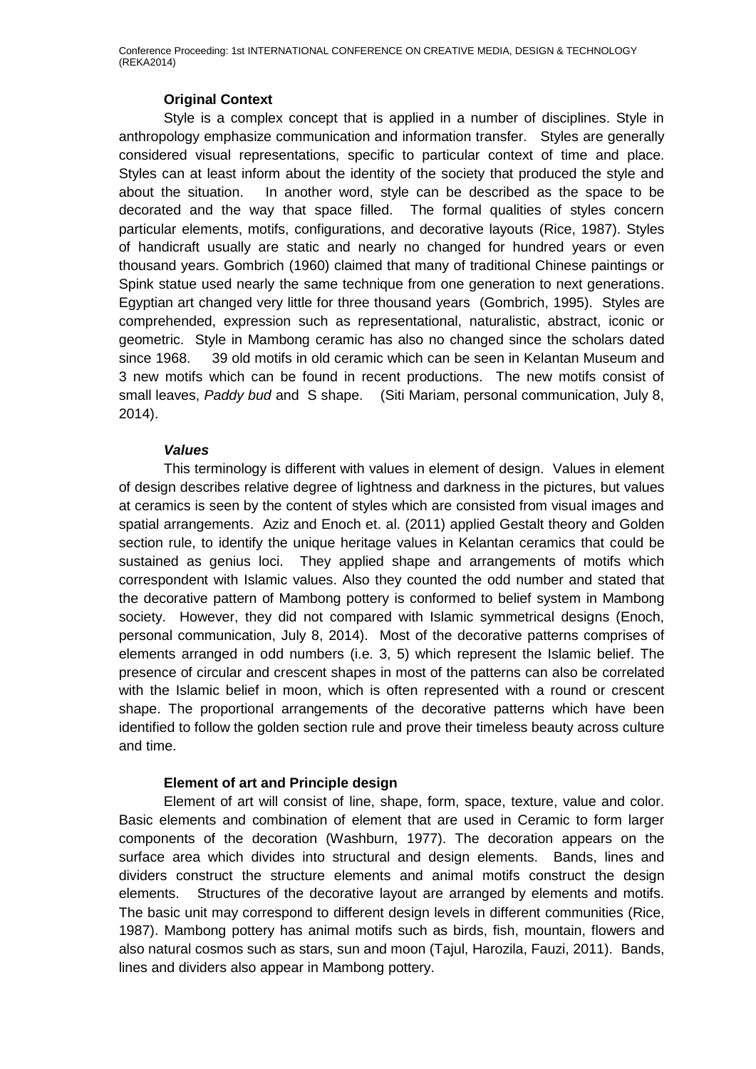### Original Context

Style is a complex concept that is applied in a number of disciplines. Style in anthropology emphasize communication and information transfer. Styles are generally considered visual representations, specific to particular context of time and place. Styles can at least inform about the identity of the society that produced the style and about the situation. In another word, style can be described as the space to be decorated and the way that space filled. The formal qualities of styles concern particular elements, motifs, configurations, and decorative layouts (Rice, 1987). Styles of handicraft usually are static and nearly no changed for hundred years or even thousand years. Gombrich (1960) claimed that many of traditional Chinese paintings or Spink statue used nearly the same technique from one generation to next generations. Egyptian art changed very little for three thousand years (Gombrich, 1995). Styles are comprehended, expression such as representational, naturalistic, abstract, iconic or geometric. Style in Mambong ceramic has also no changed since the scholars dated since 1968. 39 old motifs in old ceramic which can be seen in Kelantan Museum and 3 new motifs which can be found in recent productions. The new motifs consist of small leaves, *Paddy bud* and S shape. (Siti Mariam, personal communication, July 8, 2014).

#### *Values*

This terminology is different with values in element of design. Values in element of design describes relative degree of lightness and darkness in the pictures, but values at ceramics is seen by the content of styles which are consisted from visual images and spatial arrangements. Aziz and Enoch et. al. (2011) applied Gestalt theory and Golden section rule, to identify the unique heritage values in Kelantan ceramics that could be sustained as genius loci. They applied shape and arrangements of motifs which correspondent with Islamic values. Also they counted the odd number and stated that the decorative pattern of Mambong pottery is conformed to belief system in Mambong society. However, they did not compared with Islamic symmetrical designs (Enoch, personal communication, July 8, 2014). Most of the decorative patterns comprises of elements arranged in odd numbers (i.e. 3, 5) which represent the Islamic belief. The presence of circular and crescent shapes in most of the patterns can also be correlated with the Islamic belief in moon, which is often represented with a round or crescent shape. The proportional arrangements of the decorative patterns which have been identified to follow the golden section rule and prove their timeless beauty across culture and time.

### Element of art and Principle design

Element of art will consist of line, shape, form, space, texture, value and color. Basic elements and combination of element that are used in Ceramic to form larger components of the decoration (Washburn, 1977). The decoration appears on the surface area which divides into structural and design elements. Bands, lines and dividers construct the structure elements and animal motifs construct the design elements. Structures of the decorative layout are arranged by elements and motifs. The basic unit may correspond to different design levels in different communities (Rice, 1987). Mambong pottery has animal motifs such as birds, fish, mountain, flowers and also natural cosmos such as stars, sun and moon (Tajul, Harozila, Fauzi, 2011). Bands, lines and dividers also appear in Mambong pottery.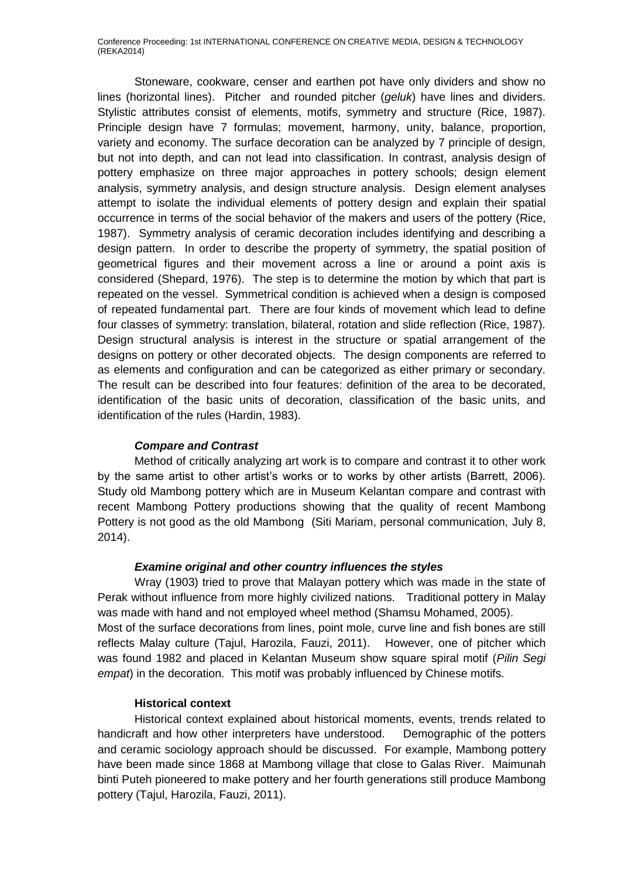Stoneware, cookware, censer and earthen pot have only dividers and show no lines (horizontal lines). Pitcher and rounded pitcher (*geluk*) have lines and dividers. Stylistic attributes consist of elements, motifs, symmetry and structure (Rice, 1987). Principle design have 7 formulas; movement, harmony, unity, balance, proportion, variety and economy. The surface decoration can be analyzed by 7 principle of design, but not into depth, and can not lead into classification. In contrast, analysis design of pottery emphasize on three major approaches in pottery schools; design element analysis, symmetry analysis, and design structure analysis. Design element analyses attempt to isolate the individual elements of pottery design and explain their spatial occurrence in terms of the social behavior of the makers and users of the pottery (Rice, 1987). Symmetry analysis of ceramic decoration includes identifying and describing a design pattern. In order to describe the property of symmetry, the spatial position of geometrical figures and their movement across a line or around a point axis is considered (Shepard, 1976). The step is to determine the motion by which that part is repeated on the vessel. Symmetrical condition is achieved when a design is composed of repeated fundamental part. There are four kinds of movement which lead to define four classes of symmetry: translation, bilateral, rotation and slide reflection (Rice, 1987). Design structural analysis is interest in the structure or spatial arrangement of the designs on pottery or other decorated objects. The design components are referred to as elements and configuration and can be categorized as either primary or secondary. The result can be described into four features: definition of the area to be decorated, identification of the basic units of decoration, classification of the basic units, and identification of the rules (Hardin, 1983).

***Compare and Contrast***

Method of critically analyzing art work is to compare and contrast it to other work by the same artist to other artist's works or to works by other artists (Barrett, 2006). Study old Mambong pottery which are in Museum Kelantan compare and contrast with recent Mambong Pottery productions showing that the quality of recent Mambong Pottery is not good as the old Mambong (Siti Mariam, personal communication, July 8, 2014).

***Examine original and other country influences the styles***

Wray (1903) tried to prove that Malayan pottery which was made in the state of Perak without influence from more highly civilized nations. Traditional pottery in Malay was made with hand and not employed wheel method (Shamsu Mohamed, 2005).

Most of the surface decorations from lines, point mole, curve line and fish bones are still reflects Malay culture (Tajul, Harozila, Fauzi, 2011). However, one of pitcher which was found 1982 and placed in Kelantan Museum show square spiral motif (*Pilin Segi empat*) in the decoration. This motif was probably influenced by Chinese motifs.

**Historical context**

Historical context explained about historical moments, events, trends related to handicraft and how other interpreters have understood. Demographic of the potters and ceramic sociology approach should be discussed. For example, Mambong pottery have been made since 1868 at Mambong village that close to Galas River. Maimunah binti Puteh pioneered to make pottery and her fourth generations still produce Mambong pottery (Tajul, Harozila, Fauzi, 2011).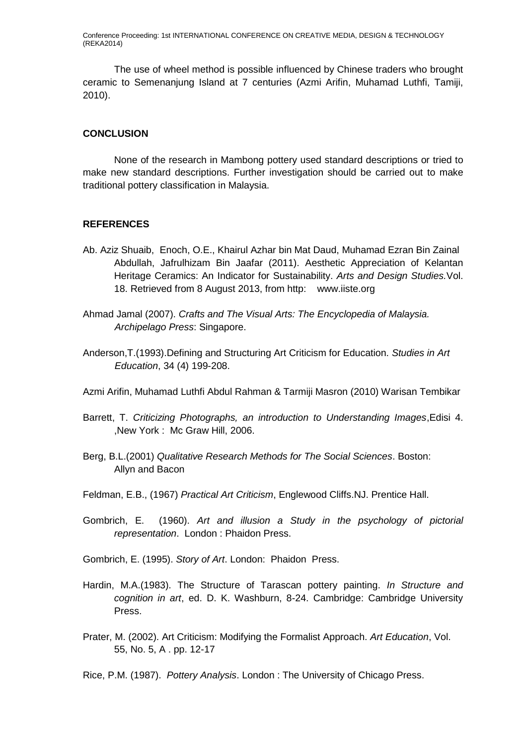The use of wheel method is possible influenced by Chinese traders who brought ceramic to Semenanjung Island at 7 centuries (Azmi Arifin, Muhamad Luthfi, Tamiji, 2010).

## CONCLUSION

None of the research in Mambong pottery used standard descriptions or tried to make new standard descriptions. Further investigation should be carried out to make traditional pottery classification in Malaysia.

## REFERENCES

Ab. Aziz Shuaib, Enoch, O.E., Khairul Azhar bin Mat Daud, Muhamad Ezran Bin Zainal Abdullah, Jafrulhizam Bin Jaafar (2011). Aesthetic Appreciation of Kelantan Heritage Ceramics: An Indicator for Sustainability. *Arts and Design Studies.*Vol. 18. Retrieved from 8 August 2013, from http: www.iiste.org

Ahmad Jamal (2007). *Crafts and The Visual Arts: The Encyclopedia of Malaysia. Archipelago Press*: Singapore.

Anderson,T.(1993).Defining and Structuring Art Criticism for Education. *Studies in Art Education*, 34 (4) 199-208.

Azmi Arifin, Muhamad Luthfi Abdul Rahman & Tarmiji Masron (2010) Warisan Tembikar

Barrett, T. *Criticizing Photographs, an introduction to Understanding Images*,Edisi 4. ,New York : Mc Graw Hill, 2006.

Berg, B.L.(2001) *Qualitative Research Methods for The Social Sciences*. Boston: Allyn and Bacon

Feldman, E.B., (1967) *Practical Art Criticism*, Englewood Cliffs.NJ. Prentice Hall.

Gombrich, E. (1960). *Art and illusion a Study in the psychology of pictorial representation*. London : Phaidon Press.

Gombrich, E. (1995). *Story of Art*. London: Phaidon Press.

Hardin, M.A.(1983). The Structure of Tarascan pottery painting. *In Structure and cognition in art*, ed. D. K. Washburn, 8-24. Cambridge: Cambridge University Press.

Prater, M. (2002). Art Criticism: Modifying the Formalist Approach. *Art Education*, Vol. 55, No. 5, A . pp. 12-17

Rice, P.M. (1987). *Pottery Analysis*. London : The University of Chicago Press.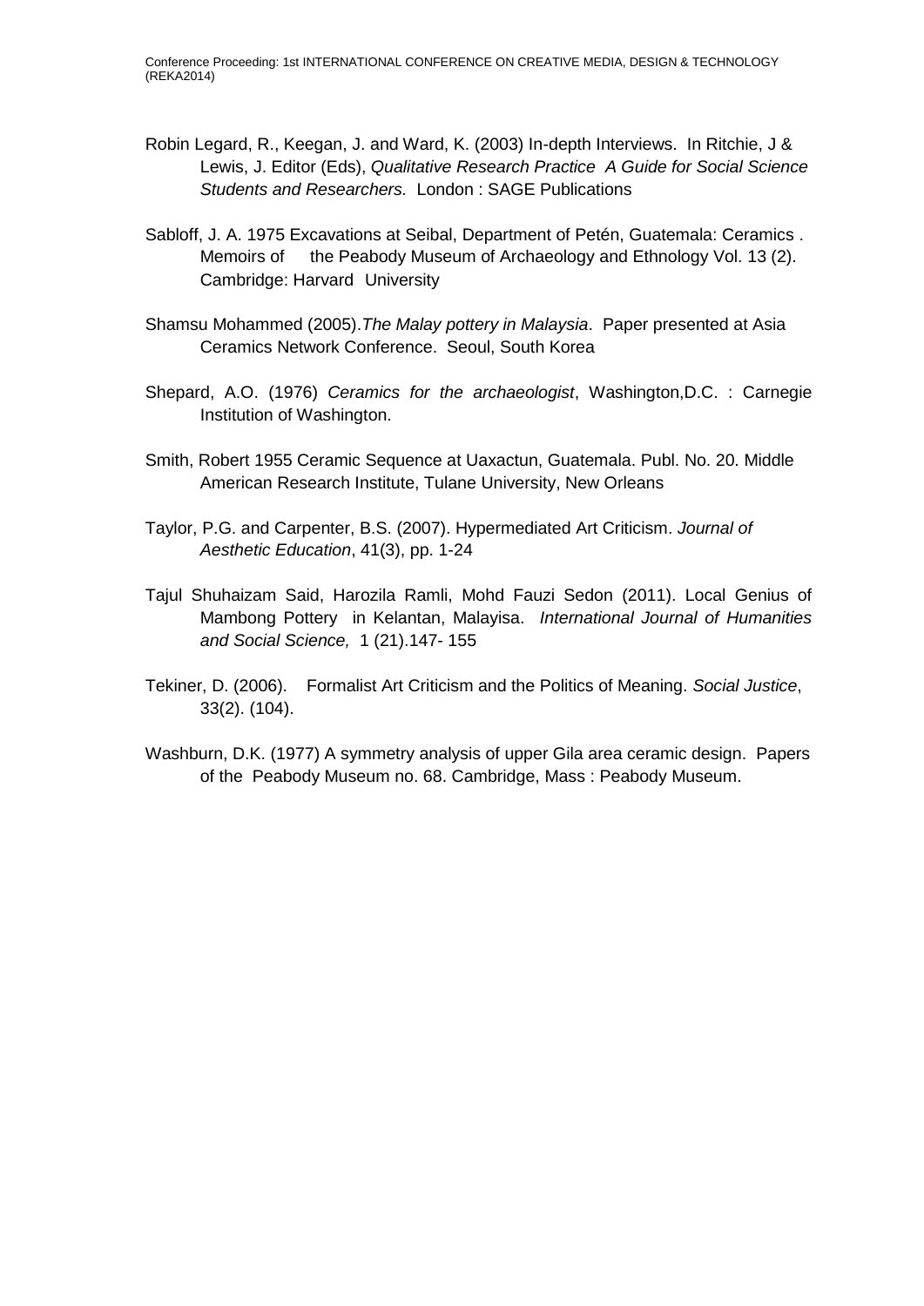Robin Legard, R., Keegan, J. and Ward, K. (2003) In-depth Interviews. In Ritchie, J & Lewis, J. Editor (Eds), *Qualitative Research Practice A Guide for Social Science Students and Researchers.* London : SAGE Publications

Sabloff, J. A. 1975 Excavations at Seibal, Department of Petén, Guatemala: Ceramics . Memoirs of the Peabody Museum of Archaeology and Ethnology Vol. 13 (2). Cambridge: Harvard University

Shamsu Mohammed (2005).*The Malay pottery in Malaysia*. Paper presented at Asia Ceramics Network Conference. Seoul, South Korea

Shepard, A.O. (1976) *Ceramics for the archaeologist*, Washington,D.C. : Carnegie Institution of Washington.

Smith, Robert 1955 Ceramic Sequence at Uaxactun, Guatemala. Publ. No. 20. Middle American Research Institute, Tulane University, New Orleans

Taylor, P.G. and Carpenter, B.S. (2007). Hypermediated Art Criticism. *Journal of Aesthetic Education*, 41(3), pp. 1-24

Tajul Shuhaizam Said, Harozila Ramli, Mohd Fauzi Sedon (2011). Local Genius of Mambong Pottery in Kelantan, Malayisa. *International Journal of Humanities and Social Science,* 1 (21).147- 155

Tekiner, D. (2006). Formalist Art Criticism and the Politics of Meaning. *Social Justice*, 33(2). (104).

Washburn, D.K. (1977) A symmetry analysis of upper Gila area ceramic design. Papers of the Peabody Museum no. 68. Cambridge, Mass : Peabody Museum.